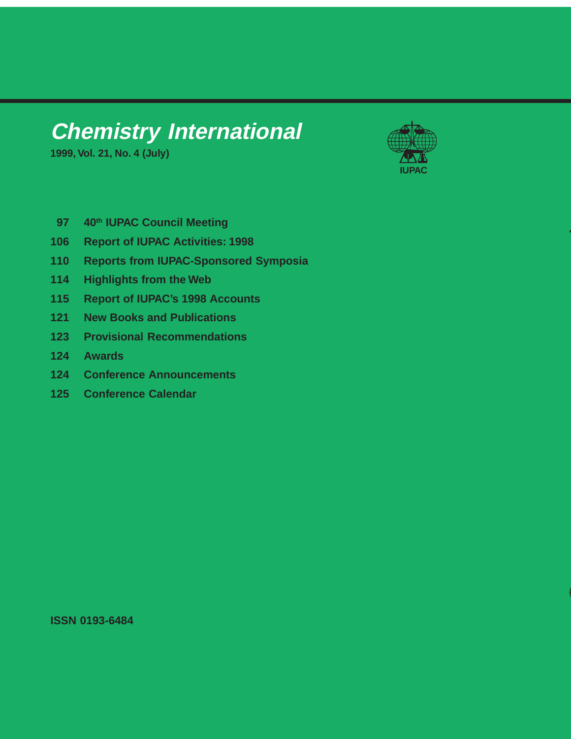# Chemistry International

**1999, Vol. 21, No. 4 (July)**

IUPAC

- 97 40th IUPAC Council Meeting
- 106 Report of IUPAC Activities: 1998
- 110 Reports from IUPAC-Sponsored Symposia
- 114 Highlights from the Web
- 115 Report of IUPAC's 1998 Accounts
- 121 New Books and Publications
- 123 Provisional Recommendations
- 124 Awards
- 124 Conference Announcements
- 125 Conference Calendar

ISSN 0193-6484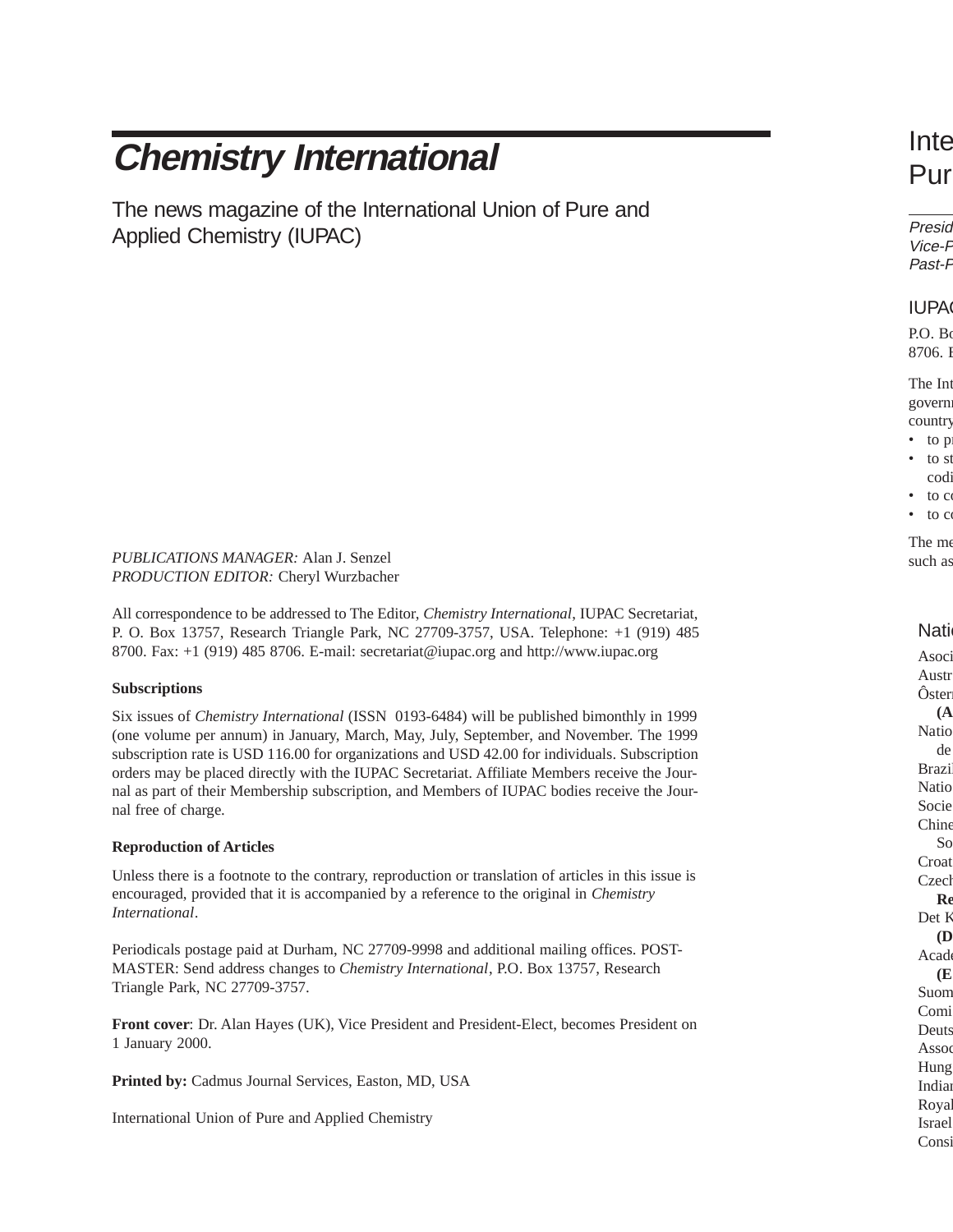# Chemistry International

The news magazine of the International Union of Pure and Applied Chemistry (IUPAC)

*PUBLICATIONS MANAGER:* Alan J. Senzel
*PRODUCTION EDITOR:* Cheryl Wurzbacher

All correspondence to be addressed to The Editor, *Chemistry International*, IUPAC Secretariat, P. O. Box 13757, Research Triangle Park, NC 27709-3757, USA. Telephone: +1 (919) 485 8700. Fax: +1 (919) 485 8706. E-mail: secretariat@iupac.org and http://www.iupac.org

**Subscriptions**

Six issues of *Chemistry International* (ISSN 0193-6484) will be published bimonthly in 1999 (one volume per annum) in January, March, May, July, September, and November. The 1999 subscription rate is USD 116.00 for organizations and USD 42.00 for individuals. Subscription orders may be placed directly with the IUPAC Secretariat. Affiliate Members receive the Journal as part of their Membership subscription, and Members of IUPAC bodies receive the Journal free of charge.

**Reproduction of Articles**

Unless there is a footnote to the contrary, reproduction or translation of articles in this issue is encouraged, provided that it is accompanied by a reference to the original in *Chemistry International*.

Periodicals postage paid at Durham, NC 27709-9998 and additional mailing offices. POSTMASTER: Send address changes to *Chemistry International*, P.O. Box 13757, Research Triangle Park, NC 27709-3757.

**Front cover**: Dr. Alan Hayes (UK), Vice President and President-Elect, becomes President on 1 January 2000.

**Printed by:** Cadmus Journal Services, Easton, MD, USA

International Union of Pure and Applied Chemistry